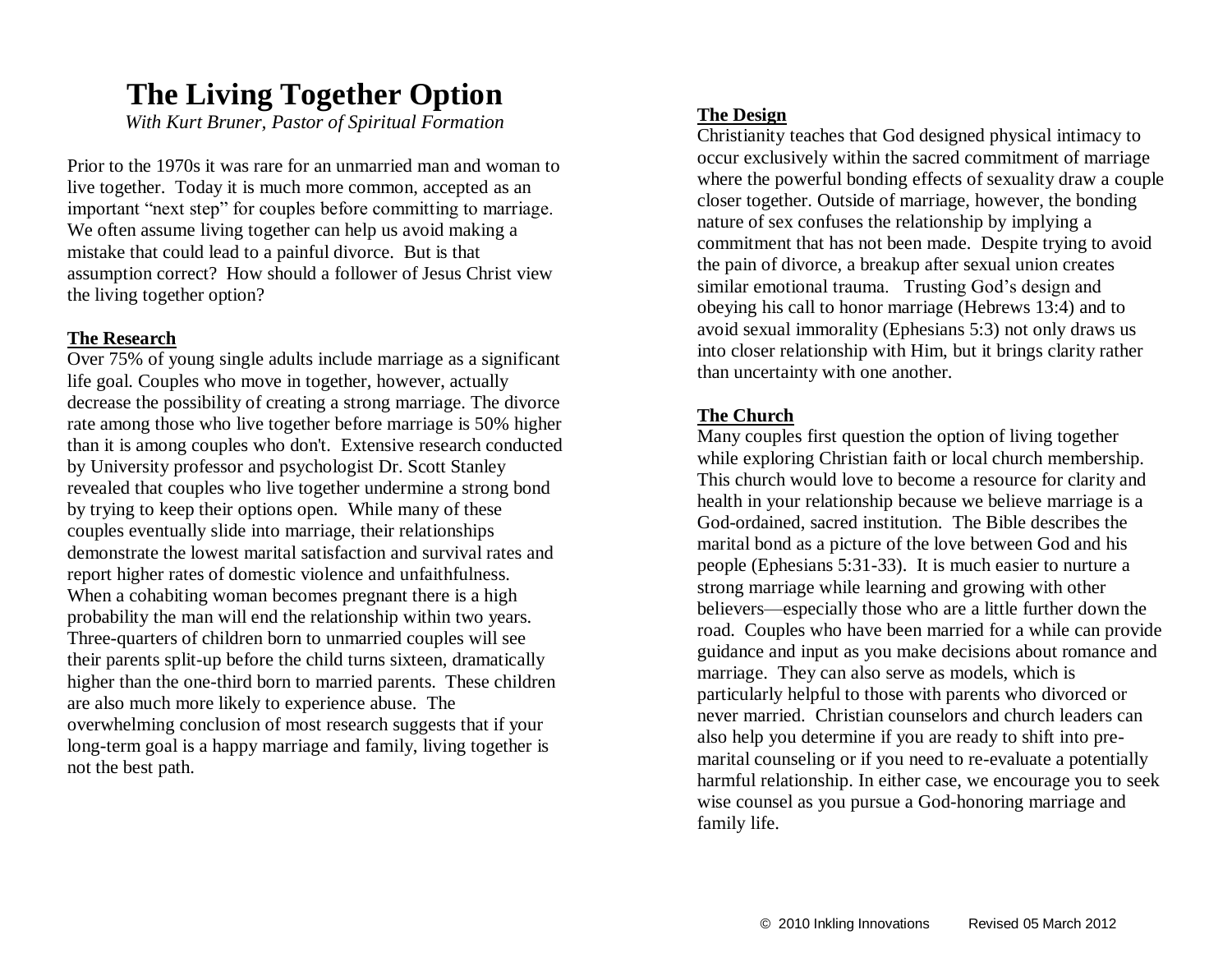# The Living Together Option

*With Kurt Bruner, Pastor of Spiritual Formation*

Prior to the 1970s it was rare for an unmarried man and woman to live together. Today it is much more common, accepted as an important "next step" for couples before committing to marriage. We often assume living together can help us avoid making a mistake that could lead to a painful divorce. But is that assumption correct? How should a follower of Jesus Christ view the living together option?

## The Research

Over 75% of young single adults include marriage as a significant life goal. Couples who move in together, however, actually decrease the possibility of creating a strong marriage. The divorce rate among those who live together before marriage is 50% higher than it is among couples who don't. Extensive research conducted by University professor and psychologist Dr. Scott Stanley revealed that couples who live together undermine a strong bond by trying to keep their options open. While many of these couples eventually slide into marriage, their relationships demonstrate the lowest marital satisfaction and survival rates and report higher rates of domestic violence and unfaithfulness. When a cohabiting woman becomes pregnant there is a high probability the man will end the relationship within two years. Three-quarters of children born to unmarried couples will see their parents split-up before the child turns sixteen, dramatically higher than the one-third born to married parents. These children are also much more likely to experience abuse. The overwhelming conclusion of most research suggests that if your long-term goal is a happy marriage and family, living together is not the best path.

## The Design

Christianity teaches that God designed physical intimacy to occur exclusively within the sacred commitment of marriage where the powerful bonding effects of sexuality draw a couple closer together. Outside of marriage, however, the bonding nature of sex confuses the relationship by implying a commitment that has not been made. Despite trying to avoid the pain of divorce, a breakup after sexual union creates similar emotional trauma. Trusting God's design and obeying his call to honor marriage (Hebrews 13:4) and to avoid sexual immorality (Ephesians 5:3) not only draws us into closer relationship with Him, but it brings clarity rather than uncertainty with one another.

## The Church

Many couples first question the option of living together while exploring Christian faith or local church membership. This church would love to become a resource for clarity and health in your relationship because we believe marriage is a God-ordained, sacred institution. The Bible describes the marital bond as a picture of the love between God and his people (Ephesians 5:31-33). It is much easier to nurture a strong marriage while learning and growing with other believers—especially those who are a little further down the road. Couples who have been married for a while can provide guidance and input as you make decisions about romance and marriage. They can also serve as models, which is particularly helpful to those with parents who divorced or never married. Christian counselors and church leaders can also help you determine if you are ready to shift into pre-marital counseling or if you need to re-evaluate a potentially harmful relationship. In either case, we encourage you to seek wise counsel as you pursue a God-honoring marriage and family life.

© 2010 Inkling Innovations Revised 05 March 2012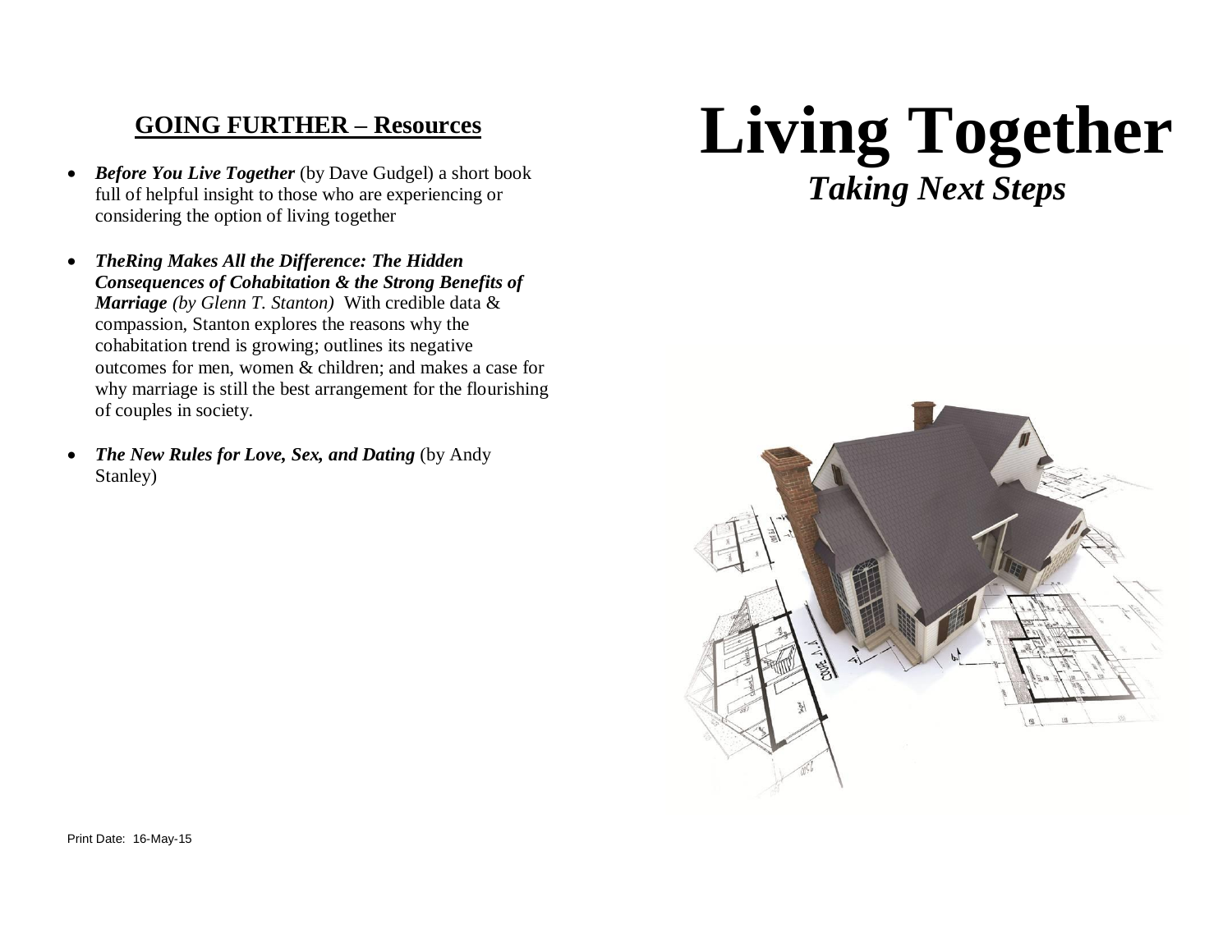## GOING FURTHER – Resources

- ***Before You Live Together*** (by Dave Gudgel) a short book full of helpful insight to those who are experiencing or considering the option of living together
- ***TheRing Makes All the Difference: The Hidden Consequences of Cohabitation & the Strong Benefits of Marriage*** *(by Glenn T. Stanton)* With credible data & compassion, Stanton explores the reasons why the cohabitation trend is growing; outlines its negative outcomes for men, women & children; and makes a case for why marriage is still the best arrangement for the flourishing of couples in society.
- ***The New Rules for Love, Sex, and Dating*** (by Andy Stanley)

Print Date: 16-May-15

# Living Together

## *Taking Next Steps*